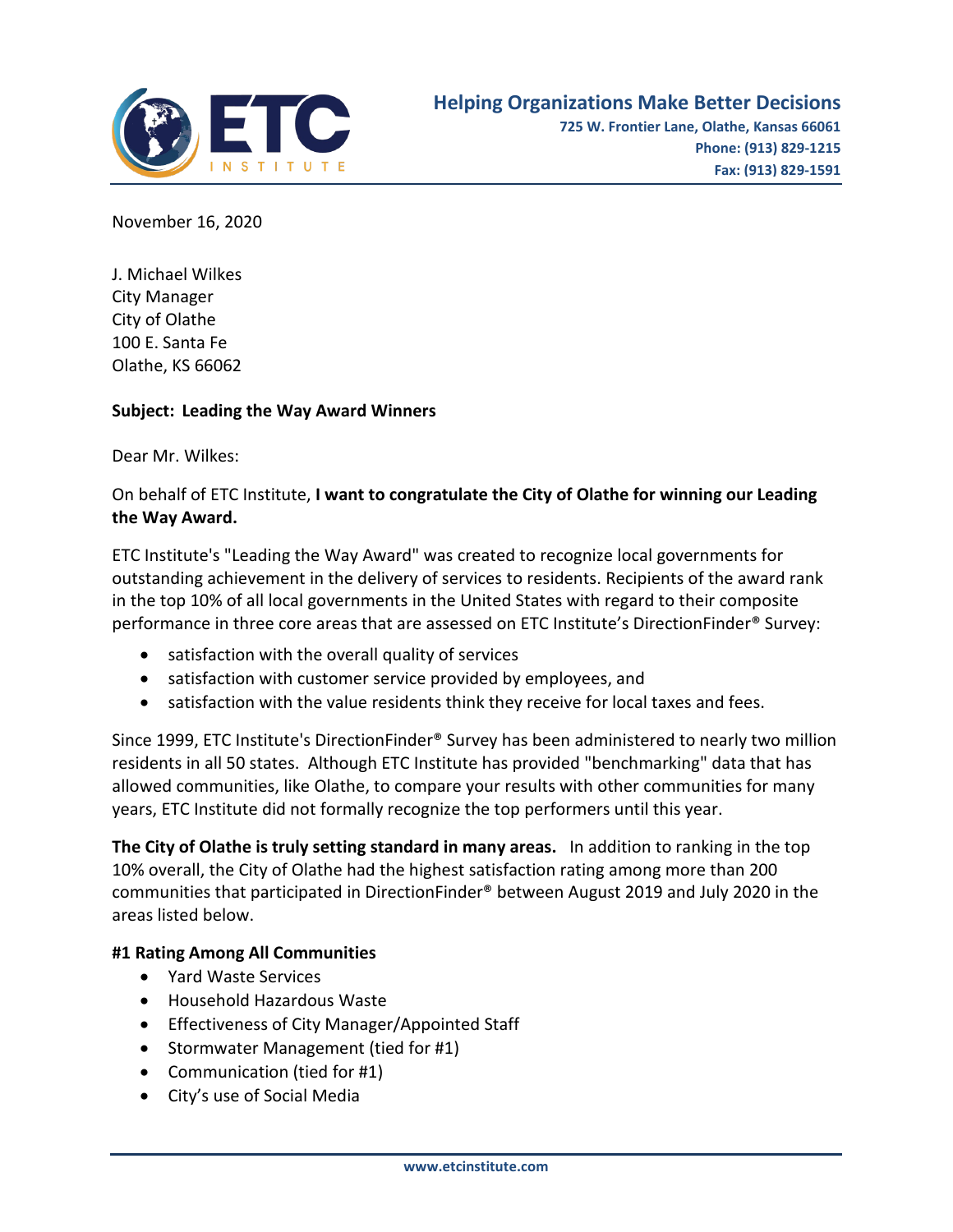**Helping Organizations Make Better Decisions**
725 W. Frontier Lane, Olathe, Kansas 66061
Phone: (913) 829-1215
Fax: (913) 829-1591

November 16, 2020

J. Michael Wilkes
City Manager
City of Olathe
100 E. Santa Fe
Olathe, KS 66062

**Subject: Leading the Way Award Winners**

Dear Mr. Wilkes:

On behalf of ETC Institute, **I want to congratulate the City of Olathe for winning our Leading the Way Award.**

ETC Institute's "Leading the Way Award" was created to recognize local governments for outstanding achievement in the delivery of services to residents. Recipients of the award rank in the top 10% of all local governments in the United States with regard to their composite performance in three core areas that are assessed on ETC Institute's DirectionFinder® Survey:

- satisfaction with the overall quality of services
- satisfaction with customer service provided by employees, and
- satisfaction with the value residents think they receive for local taxes and fees.

Since 1999, ETC Institute's DirectionFinder® Survey has been administered to nearly two million residents in all 50 states. Although ETC Institute has provided "benchmarking" data that has allowed communities, like Olathe, to compare your results with other communities for many years, ETC Institute did not formally recognize the top performers until this year.

**The City of Olathe is truly setting standard in many areas.** In addition to ranking in the top 10% overall, the City of Olathe had the highest satisfaction rating among more than 200 communities that participated in DirectionFinder® between August 2019 and July 2020 in the areas listed below.

**#1 Rating Among All Communities**

- Yard Waste Services
- Household Hazardous Waste
- Effectiveness of City Manager/Appointed Staff
- Stormwater Management (tied for #1)
- Communication (tied for #1)
- City's use of Social Media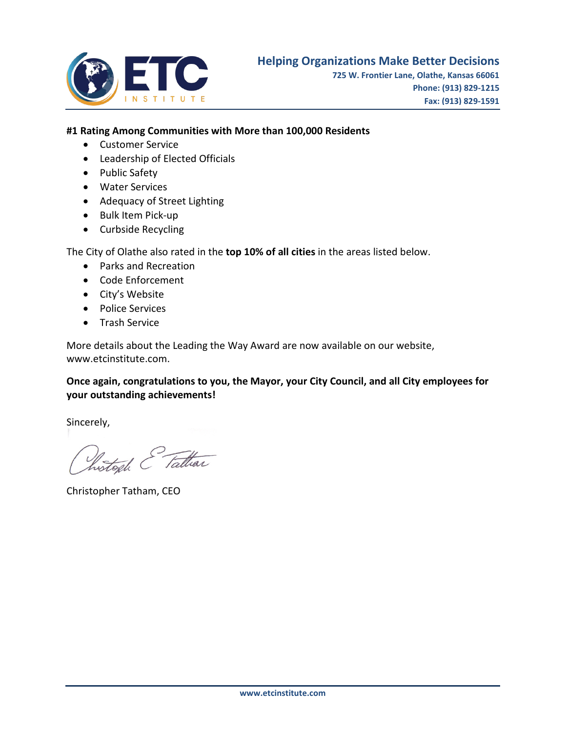**#1 Rating Among Communities with More than 100,000 Residents**

- Customer Service
- Leadership of Elected Officials
- Public Safety
- Water Services
- Adequacy of Street Lighting
- Bulk Item Pick-up
- Curbside Recycling

The City of Olathe also rated in the **top 10% of all cities** in the areas listed below.

- Parks and Recreation
- Code Enforcement
- City's Website
- Police Services
- Trash Service

More details about the Leading the Way Award are now available on our website, www.etcinstitute.com.

**Once again, congratulations to you, the Mayor, your City Council, and all City employees for your outstanding achievements!**

Sincerely,

Christopher Tatham, CEO